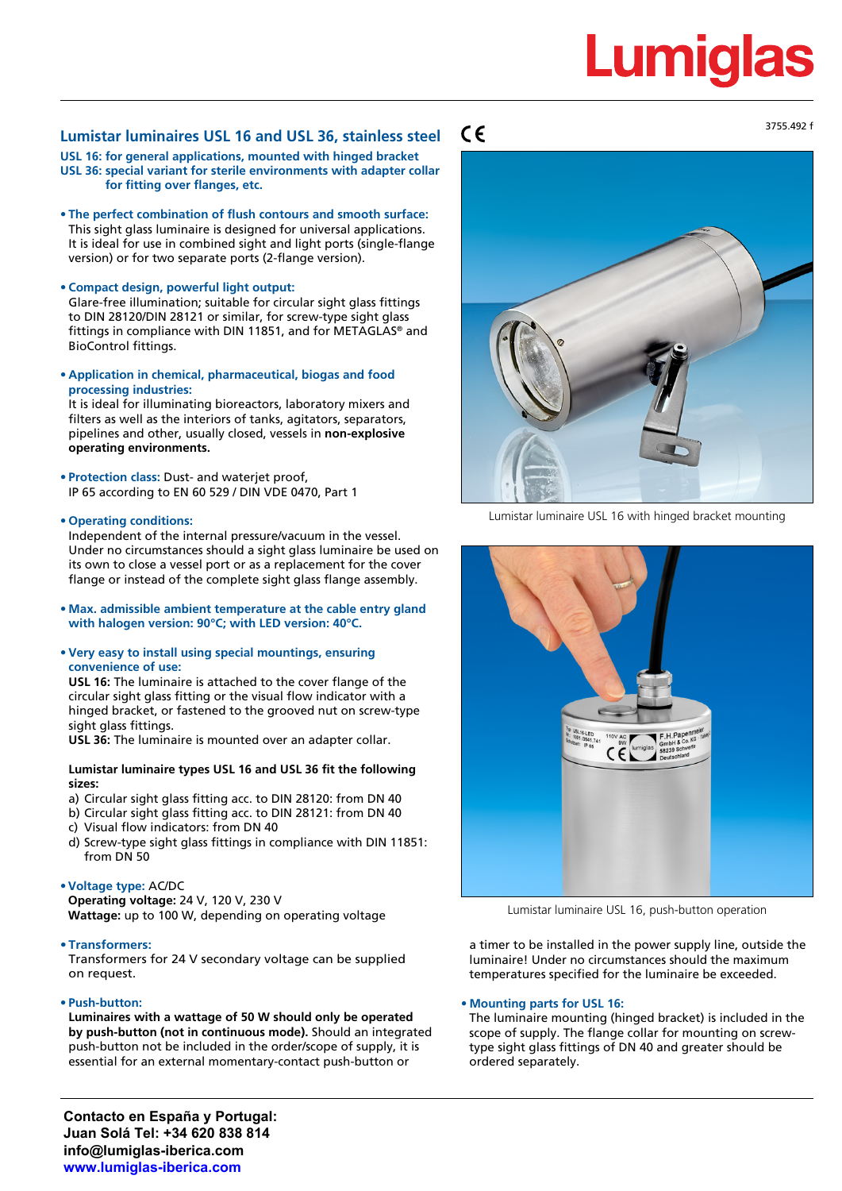# Lumistar luminaires USL 16 and USL 36, stainless steel

3755.492 f

**USL 16: for general applications, mounted with hinged bracket**
**USL 36: special variant for sterile environments with adapter collar for fitting over flanges, etc.**

- **The perfect combination of flush contours and smooth surface:**
  This sight glass luminaire is designed for universal applications. It is ideal for use in combined sight and light ports (single-flange version) or for two separate ports (2-flange version).

- **Compact design, powerful light output:**
  Glare-free illumination; suitable for circular sight glass fittings to DIN 28120/DIN 28121 or similar, for screw-type sight glass fittings in compliance with DIN 11851, and for METAGLAS® and BioControl fittings.

- **Application in chemical, pharmaceutical, biogas and food processing industries:**
  It is ideal for illuminating bioreactors, laboratory mixers and filters as well as the interiors of tanks, agitators, separators, pipelines and other, usually closed, vessels in **non-explosive operating environments.**

- **Protection class:** Dust- and waterjet proof, IP 65 according to EN 60 529 / DIN VDE 0470, Part 1

- **Operating conditions:**
  Independent of the internal pressure/vacuum in the vessel. Under no circumstances should a sight glass luminaire be used on its own to close a vessel port or as a replacement for the cover flange or instead of the complete sight glass flange assembly.

- **Max. admissible ambient temperature at the cable entry gland with halogen version: 90°C; with LED version: 40°C.**

- **Very easy to install using special mountings, ensuring convenience of use:**
  **USL 16:** The luminaire is attached to the cover flange of the circular sight glass fitting or the visual flow indicator with a hinged bracket, or fastened to the grooved nut on screw-type sight glass fittings.
  **USL 36:** The luminaire is mounted over an adapter collar.

  **Lumistar luminaire types USL 16 and USL 36 fit the following sizes:**
  a) Circular sight glass fitting acc. to DIN 28120: from DN 40
  b) Circular sight glass fitting acc. to DIN 28121: from DN 40
  c) Visual flow indicators: from DN 40
  d) Screw-type sight glass fittings in compliance with DIN 11851: from DN 50

- **Voltage type:** AC/DC
  **Operating voltage:** 24 V, 120 V, 230 V
  **Wattage:** up to 100 W, depending on operating voltage

- **Transformers:**
  Transformers for 24 V secondary voltage can be supplied on request.

- **Push-button:**
  **Luminaires with a wattage of 50 W should only be operated by push-button (not in continuous mode).** Should an integrated push-button not be included in the order/scope of supply, it is essential for an external momentary-contact push-button or a timer to be installed in the power supply line, outside the luminaire! Under no circumstances should the maximum temperatures specified for the luminaire be exceeded.

- **Mounting parts for USL 16:**
  The luminaire mounting (hinged bracket) is included in the scope of supply. The flange collar for mounting on screw-type sight glass fittings of DN 40 and greater should be ordered separately.

Lumistar luminaire USL 16 with hinged bracket mounting

Lumistar luminaire USL 16, push-button operation

**Contacto en España y Portugal:**
**Juan Solá Tel: +34 620 838 814**
**info@lumiglas-iberica.com**
**www.lumiglas-iberica.com**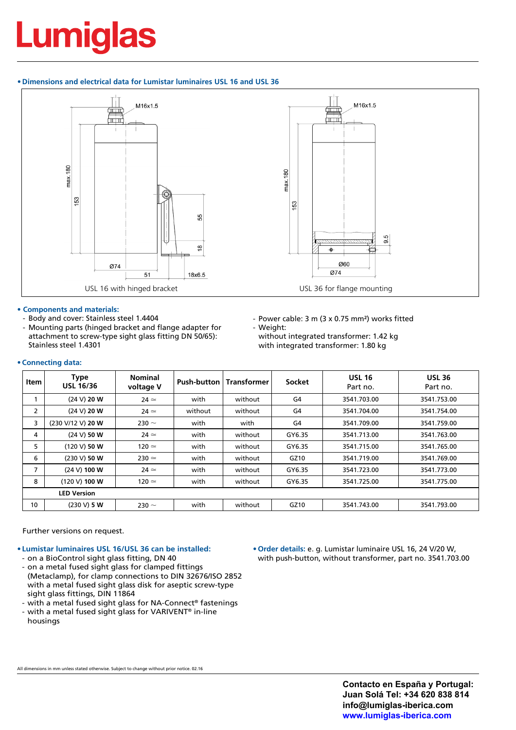# Lumiglas

## • Dimensions and electrical data for Lumistar luminaires USL 16 and USL 36

M16x1.5
max.180
153
55
18
Ø74
51
18x6.5

USL 16 with hinged bracket

M16x1.5
max.180
153
9.5
Ø60
Ø74

USL 36 for flange mounting

## • Components and materials:

- Body and cover: Stainless steel 1.4404
- Mounting parts (hinged bracket and flange adapter for attachment to screw-type sight glass fitting DN 50/65): Stainless steel 1.4301
- Power cable: 3 m (3 x 0.75 mm²) works fitted
- Weight:
  without integrated transformer: 1.42 kg
  with integrated transformer: 1.80 kg

## • Connecting data:

| Item | Type USL 16/36 | Nominal voltage V | Push-button | Transformer | Socket | USL 16 Part no. | USL 36 Part no. |
|---|---|---|---|---|---|---|---|
| 1 | (24 V) **20 W** | 24 ≃ | with | without | G4 | 3541.703.00 | 3541.753.00 |
| 2 | (24 V) **20 W** | 24 ≃ | without | without | G4 | 3541.704.00 | 3541.754.00 |
| 3 | (230 V/12 V) **20 W** | 230 ~ | with | with | G4 | 3541.709.00 | 3541.759.00 |
| 4 | (24 V) **50 W** | 24 ≃ | with | without | GY6.35 | 3541.713.00 | 3541.763.00 |
| 5 | (120 V) **50 W** | 120 ≃ | with | without | GY6.35 | 3541.715.00 | 3541.765.00 |
| 6 | (230 V) **50 W** | 230 ≃ | with | without | GZ10 | 3541.719.00 | 3541.769.00 |
| 7 | (24 V) **100 W** | 24 ≃ | with | without | GY6.35 | 3541.723.00 | 3541.773.00 |
| 8 | (120 V) **100 W** | 120 ≃ | with | without | GY6.35 | 3541.725.00 | 3541.775.00 |
| | **LED Version** | | | | | | |
| 10 | (230 V) **5 W** | 230 ~ | with | without | GZ10 | 3541.743.00 | 3541.793.00 |

Further versions on request.

## • Lumistar luminaires USL 16/USL 36 can be installed:

- on a BioControl sight glass fitting, DN 40
- on a metal fused sight glass for clamped fittings (Metaclamp), for clamp connections to DIN 32676/ISO 2852 with a metal fused sight glass disk for aseptic screw-type sight glass fittings, DIN 11864
- with a metal fused sight glass for NA-Connect® fastenings
- with a metal fused sight glass for VARIVENT® in-line housings

**• Order details:** e. g. Lumistar luminaire USL 16, 24 V/20 W, with push-button, without transformer, part no. 3541.703.00

All dimensions in mm unless stated otherwise. Subject to change without prior notice. 02.16

**Contacto en España y Portugal:**
**Juan Solá Tel: +34 620 838 814**
**info@lumiglas-iberica.com**
**www.lumiglas-iberica.com**